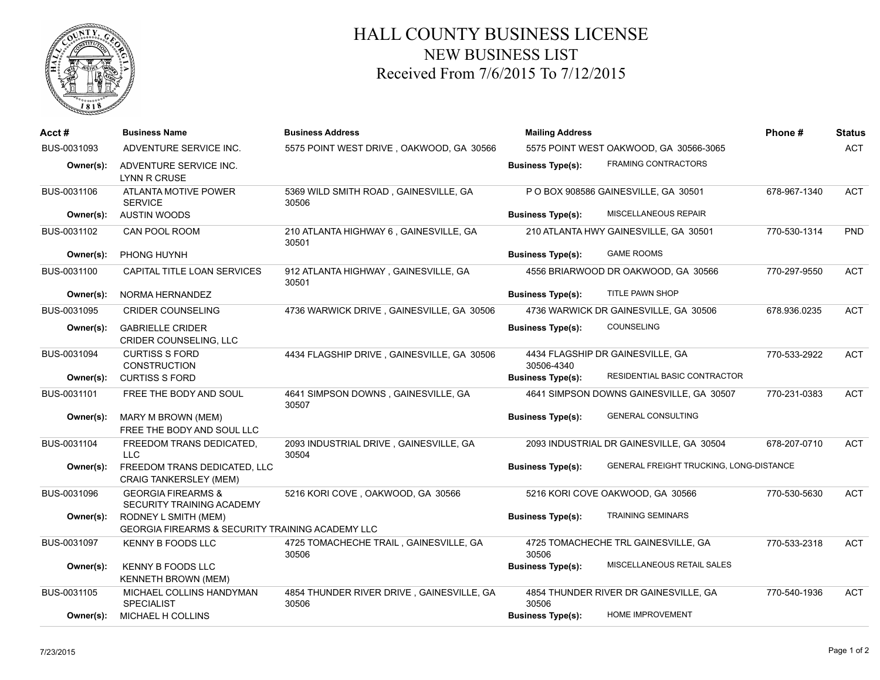# HALL COUNTY BUSINESS LICENSE
## NEW BUSINESS LIST
## Received From 7/6/2015 To 7/12/2015

| Acct # | Business Name | Business Address | Mailing Address | Phone # | Status |
|---|---|---|---|---|---|
| BUS-0031093 | ADVENTURE SERVICE INC. | 5575 POINT WEST DRIVE , OAKWOOD, GA 30566 | 5575 POINT WEST OAKWOOD, GA 30566-3065 | | ACT |
| Owner(s): | ADVENTURE SERVICE INC.<br>LYNN R CRUSE | | Business Type(s): FRAMING CONTRACTORS | | |
| BUS-0031106 | ATLANTA MOTIVE POWER SERVICE | 5369 WILD SMITH ROAD , GAINESVILLE, GA 30506 | P O BOX 908586 GAINESVILLE, GA 30501 | 678-967-1340 | ACT |
| Owner(s): | AUSTIN WOODS | | Business Type(s): MISCELLANEOUS REPAIR | | |
| BUS-0031102 | CAN POOL ROOM | 210 ATLANTA HIGHWAY 6 , GAINESVILLE, GA 30501 | 210 ATLANTA HWY GAINESVILLE, GA 30501 | 770-530-1314 | PND |
| Owner(s): | PHONG HUYNH | | Business Type(s): GAME ROOMS | | |
| BUS-0031100 | CAPITAL TITLE LOAN SERVICES | 912 ATLANTA HIGHWAY , GAINESVILLE, GA 30501 | 4556 BRIARWOOD DR OAKWOOD, GA 30566 | 770-297-9550 | ACT |
| Owner(s): | NORMA HERNANDEZ | | Business Type(s): TITLE PAWN SHOP | | |
| BUS-0031095 | CRIDER COUNSELING | 4736 WARWICK DRIVE , GAINESVILLE, GA 30506 | 4736 WARWICK DR GAINESVILLE, GA 30506 | 678.936.0235 | ACT |
| Owner(s): | GABRIELLE CRIDER<br>CRIDER COUNSELING, LLC | | Business Type(s): COUNSELING | | |
| BUS-0031094 | CURTISS S FORD CONSTRUCTION | 4434 FLAGSHIP DRIVE , GAINESVILLE, GA 30506 | 4434 FLAGSHIP DR GAINESVILLE, GA 30506-4340 | 770-533-2922 | ACT |
| Owner(s): | CURTISS S FORD | | Business Type(s): RESIDENTIAL BASIC CONTRACTOR | | |
| BUS-0031101 | FREE THE BODY AND SOUL | 4641 SIMPSON DOWNS , GAINESVILLE, GA 30507 | 4641 SIMPSON DOWNS GAINESVILLE, GA 30507 | 770-231-0383 | ACT |
| Owner(s): | MARY M BROWN (MEM)<br>FREE THE BODY AND SOUL LLC | | Business Type(s): GENERAL CONSULTING | | |
| BUS-0031104 | FREEDOM TRANS DEDICATED, LLC | 2093 INDUSTRIAL DRIVE , GAINESVILLE, GA 30504 | 2093 INDUSTRIAL DR GAINESVILLE, GA 30504 | 678-207-0710 | ACT |
| Owner(s): | FREEDOM TRANS DEDICATED, LLC<br>CRAIG TANKERSLEY (MEM) | | Business Type(s): GENERAL FREIGHT TRUCKING, LONG-DISTANCE | | |
| BUS-0031096 | GEORGIA FIREARMS & SECURITY TRAINING ACADEMY | 5216 KORI COVE , OAKWOOD, GA 30566 | 5216 KORI COVE OAKWOOD, GA 30566 | 770-530-5630 | ACT |
| Owner(s): | RODNEY L SMITH (MEM)<br>GEORGIA FIREARMS & SECURITY TRAINING ACADEMY LLC | | Business Type(s): TRAINING SEMINARS | | |
| BUS-0031097 | KENNY B FOODS LLC | 4725 TOMACHECHE TRAIL , GAINESVILLE, GA 30506 | 4725 TOMACHECHE TRL GAINESVILLE, GA 30506 | 770-533-2318 | ACT |
| Owner(s): | KENNY B FOODS LLC<br>KENNETH BROWN (MEM) | | Business Type(s): MISCELLANEOUS RETAIL SALES | | |
| BUS-0031105 | MICHAEL COLLINS HANDYMAN SPECIALIST | 4854 THUNDER RIVER DRIVE , GAINESVILLE, GA 30506 | 4854 THUNDER RIVER DR GAINESVILLE, GA 30506 | 770-540-1936 | ACT |
| Owner(s): | MICHAEL H COLLINS | | Business Type(s): HOME IMPROVEMENT | | |

7/23/2015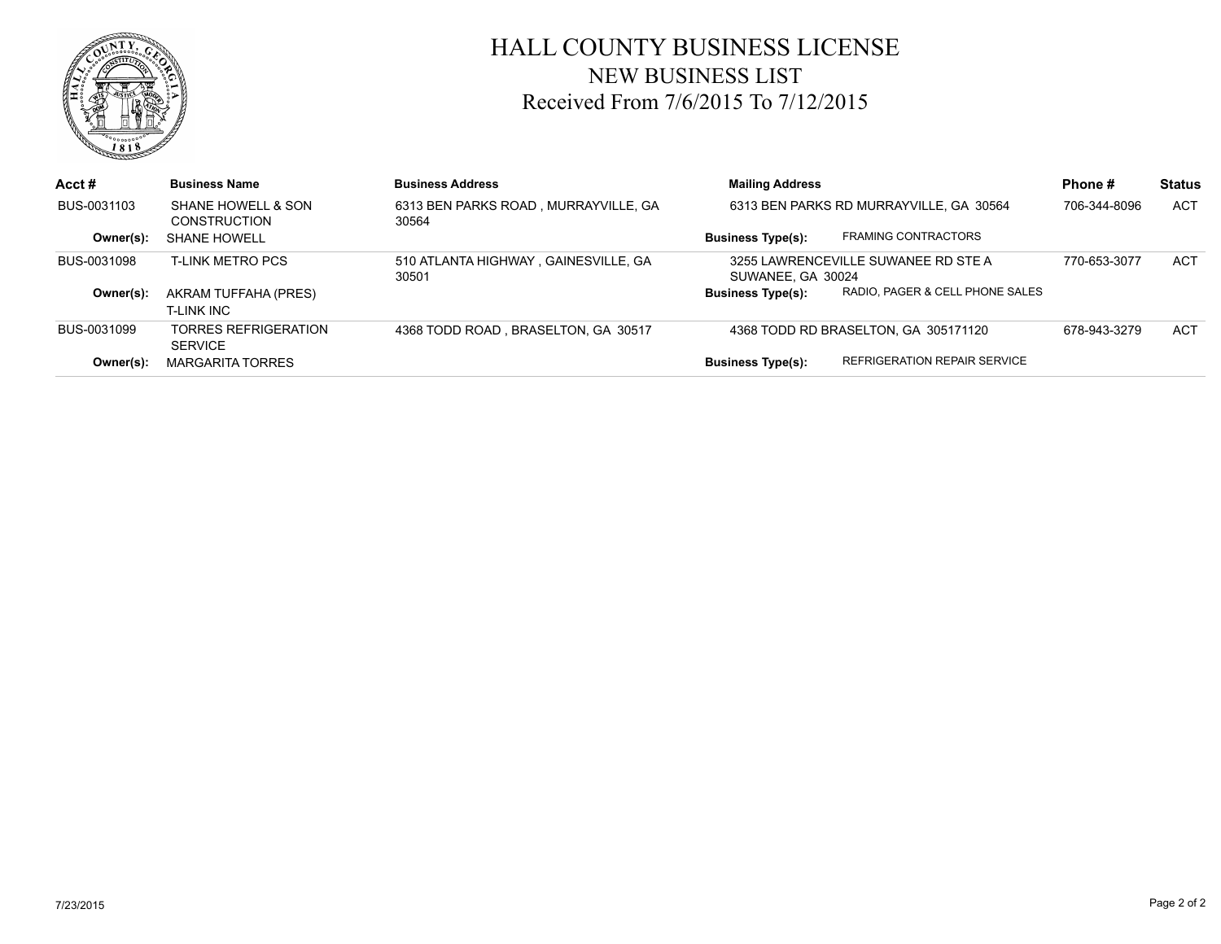# HALL COUNTY BUSINESS LICENSE

## NEW BUSINESS LIST

## Received From 7/6/2015 To 7/12/2015

| Acct # | Business Name | Business Address | Mailing Address | | Phone # | Status |
|---|---|---|---|---|---|---|
| BUS-0031103 | SHANE HOWELL & SON CONSTRUCTION | 6313 BEN PARKS ROAD , MURRAYVILLE, GA 30564 | 6313 BEN PARKS RD MURRAYVILLE, GA 30564 | | 706-344-8096 | ACT |
| Owner(s): | SHANE HOWELL | | Business Type(s): | FRAMING CONTRACTORS | | |
| BUS-0031098 | T-LINK METRO PCS | 510 ATLANTA HIGHWAY , GAINESVILLE, GA 30501 | 3255 LAWRENCEVILLE SUWANEE RD STE A SUWANEE, GA 30024 | | 770-653-3077 | ACT |
| Owner(s): | AKRAM TUFFAHA (PRES) T-LINK INC | | Business Type(s): | RADIO, PAGER & CELL PHONE SALES | | |
| BUS-0031099 | TORRES REFRIGERATION SERVICE | 4368 TODD ROAD , BRASELTON, GA 30517 | 4368 TODD RD BRASELTON, GA 305171120 | | 678-943-3279 | ACT |
| Owner(s): | MARGARITA TORRES | | Business Type(s): | REFRIGERATION REPAIR SERVICE | | |

7/23/2015